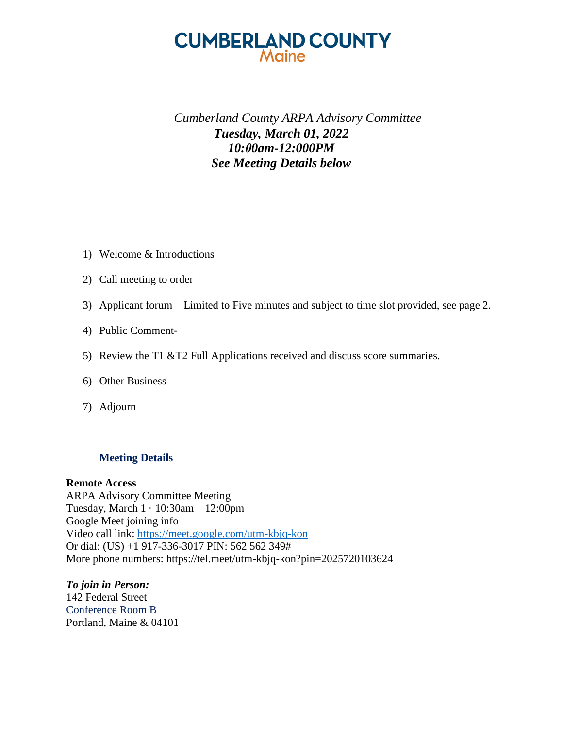# CUMBERLAND COUNTY
## Maine

*<u>Cumberland County ARPA Advisory Committee</u>*

***Tuesday, March 01, 2022***

***10:00am-12:000PM***

***See Meeting Details below***

1) Welcome & Introductions
2) Call meeting to order
3) Applicant forum – Limited to Five minutes and subject to time slot provided, see page 2.
4) Public Comment-
5) Review the T1 &T2 Full Applications received and discuss score summaries.
6) Other Business
7) Adjourn

### Meeting Details

**Remote Access**
ARPA Advisory Committee Meeting
Tuesday, March 1 · 10:30am – 12:00pm
Google Meet joining info
Video call link: https://meet.google.com/utm-kbjq-kon
Or dial: (US) +1 917-336-3017 PIN: 562 562 349#
More phone numbers: https://tel.meet/utm-kbjq-kon?pin=2025720103624

***<u>To join in Person:</u>***
142 Federal Street
Conference Room B
Portland, Maine & 04101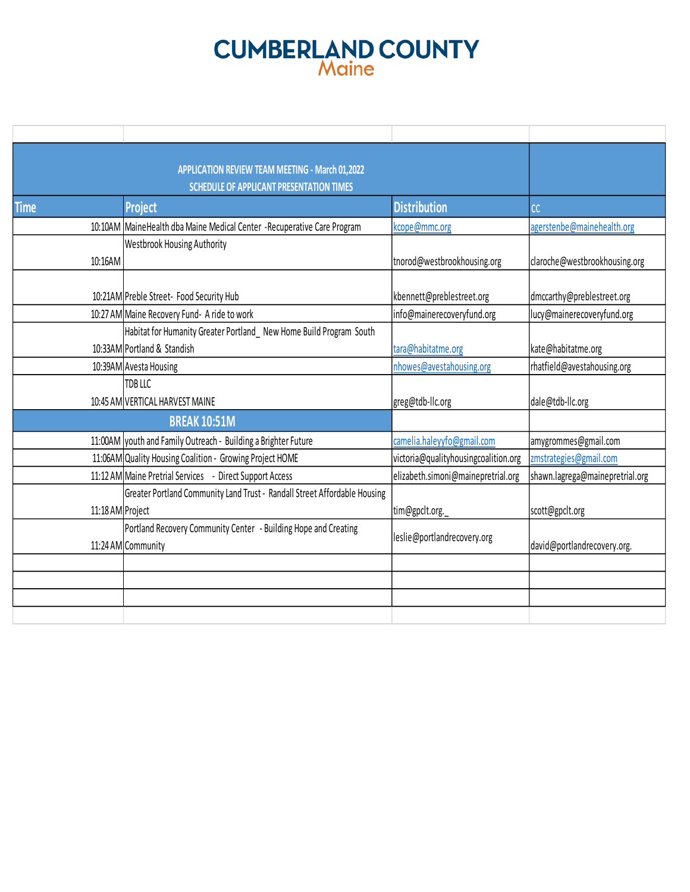# CUMBERLAND COUNTY
## Maine

**APPLICATION REVIEW TEAM MEETING - March 01,2022**
**SCHEDULE OF APPLICANT PRESENTATION TIMES**

| Time | Project | Distribution | CC |
|---|---|---|---|
| 10:10AM | MaineHealth dba Maine Medical Center -Recuperative Care Program | kcope@mmc.org | agerstenbe@mainehealth.org |
| 10:16AM | Westbrook Housing Authority | tnorod@westbrookhousing.org | claroche@westbrookhousing.org |
| 10:21AM | Preble Street- Food Security Hub | kbennett@preblestreet.org | dmccarthy@preblestreet.org |
| 10:27 AM | Maine Recovery Fund- A ride to work | info@mainerecoveryfund.org | lucy@mainerecoveryfund.org |
| 10:33AM | Habitat for Humanity Greater Portland_ New Home Build Program South Portland & Standish | tara@habitatme.org | kate@habitatme.org |
| 10:39AM | Avesta Housing | nhowes@avestahousing.org | rhatfield@avestahousing.org |
| 10:45 AM | TDB LLC VERTICAL HARVEST MAINE | greg@tdb-llc.org | dale@tdb-llc.org |
| | **BREAK 10:51M** | | |
| 11:00AM | youth and Family Outreach - Building a Brighter Future | camelia.haleyyfo@gmail.com | amygrommes@gmail.com |
| 11:06AM | Quality Housing Coalition - Growing Project HOME | victoria@qualityhousingcoalition.org | zmstrategies@gmail.com |
| 11:12 AM | Maine Pretrial Services - Direct Support Access | elizabeth.simoni@mainepretrial.org | shawn.lagrega@mainepretrial.org |
| 11:18 AM | Greater Portland Community Land Trust - Randall Street Affordable Housing Project | tim@gpclt.org._ | scott@gpclt.org |
| 11:24 AM | Portland Recovery Community Center - Building Hope and Creating Community | leslie@portlandrecovery.org | david@portlandrecovery.org. |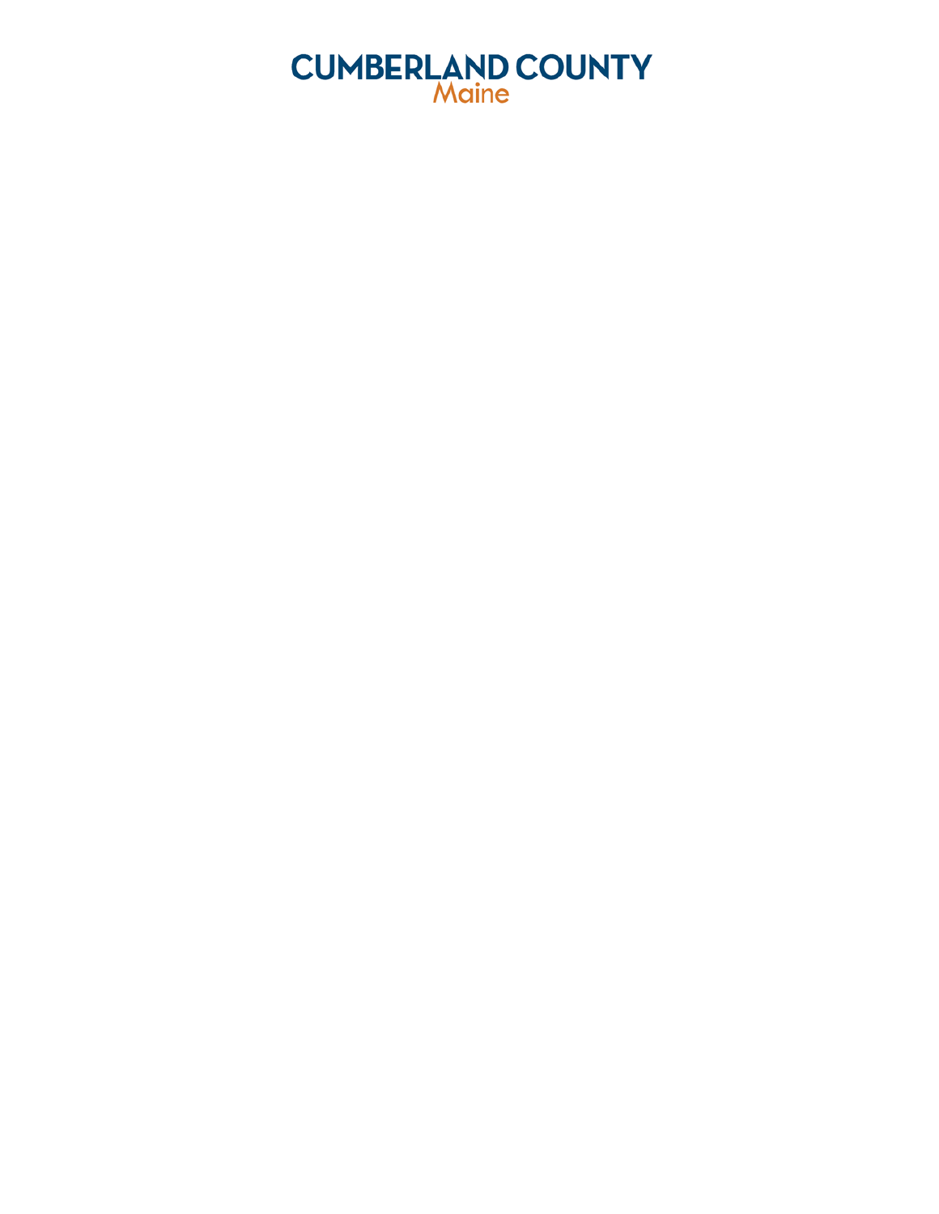CUMBERLAND COUNTY
Maine